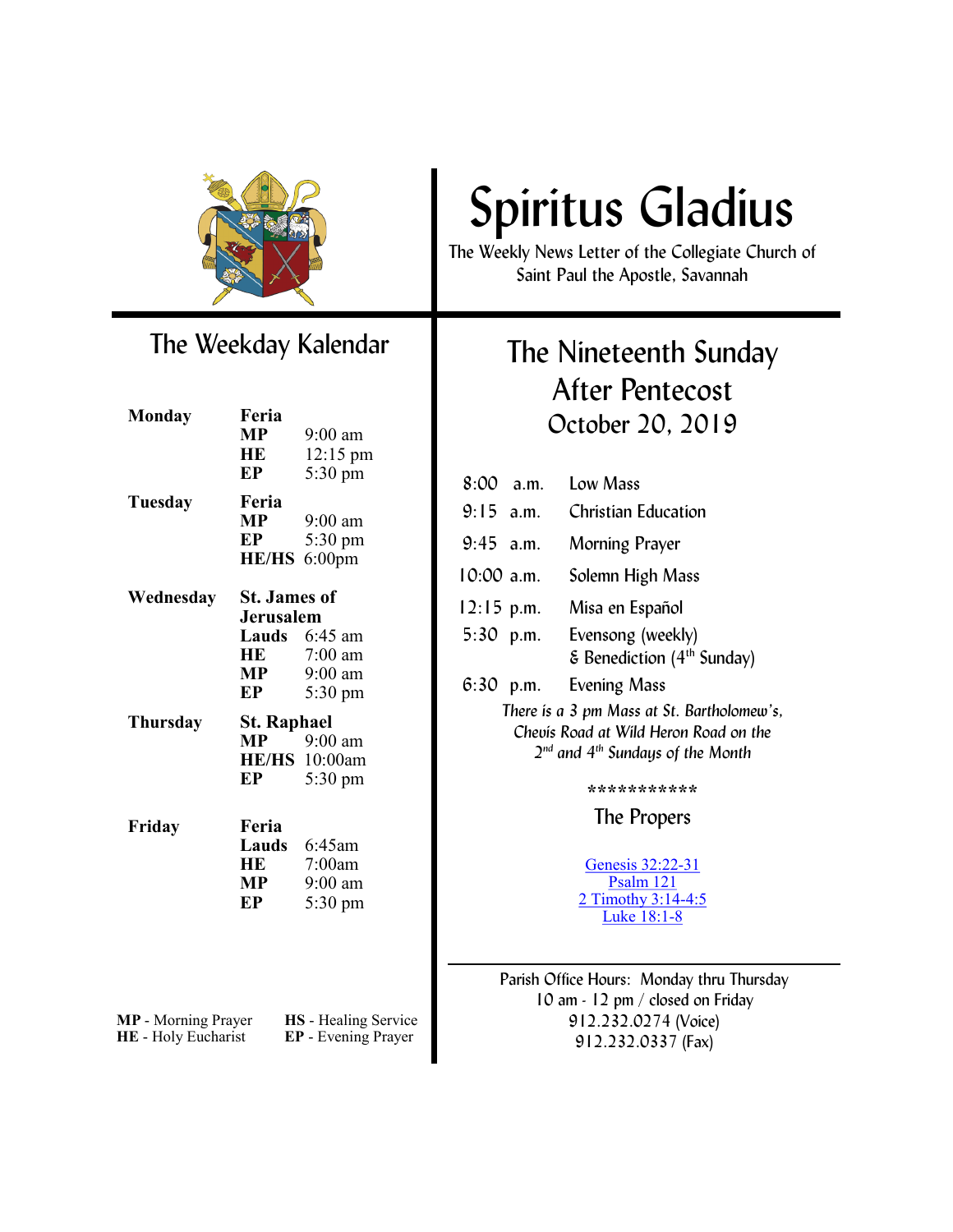# Spiritus Gladius

The Weekly News Letter of the Collegiate Church of Saint Paul the Apostle, Savannah

## The Weekday Kalendar

| Day | Observance / Service | Time |
|---|---|---|
| **Monday** | **Feria** | |
| | **MP** | 9:00 am |
| | **HE** | 12:15 pm |
| | **EP** | 5:30 pm |
| **Tuesday** | **Feria** | |
| | **MP** | 9:00 am |
| | **EP** | 5:30 pm |
| | **HE/HS** | 6:00pm |
| **Wednesday** | **St. James of Jerusalem** | |
| | **Lauds** | 6:45 am |
| | **HE** | 7:00 am |
| | **MP** | 9:00 am |
| | **EP** | 5:30 pm |
| **Thursday** | **St. Raphael** | |
| | **MP** | 9:00 am |
| | **HE/HS** | 10:00am |
| | **EP** | 5:30 pm |
| **Friday** | **Feria** | |
| | **Lauds** | 6:45am |
| | **HE** | 7:00am |
| | **MP** | 9:00 am |
| | **EP** | 5:30 pm |

**MP** - Morning Prayer
**HE** - Holy Eucharist
**HS** - Healing Service
**EP** - Evening Prayer

## The Nineteenth Sunday After Pentecost
### October 20, 2019

| Time | Service |
|---|---|
| 8:00 a.m. | Low Mass |
| 9:15 a.m. | Christian Education |
| 9:45 a.m. | Morning Prayer |
| 10:00 a.m. | Solemn High Mass |
| 12:15 p.m. | Misa en Español |
| 5:30 p.m. | Evensong (weekly) & Benediction (4th Sunday) |
| 6:30 p.m. | Evening Mass |

*There is a 3 pm Mass at St. Bartholomew's, Chevis Road at Wild Heron Road on the 2nd and 4th Sundays of the Month*

***********

### The Propers

Genesis 32:22-31
Psalm 121
2 Timothy 3:14-4:5
Luke 18:1-8

Parish Office Hours: Monday thru Thursday
10 am - 12 pm / closed on Friday
912.232.0274 (Voice)
912.232.0337 (Fax)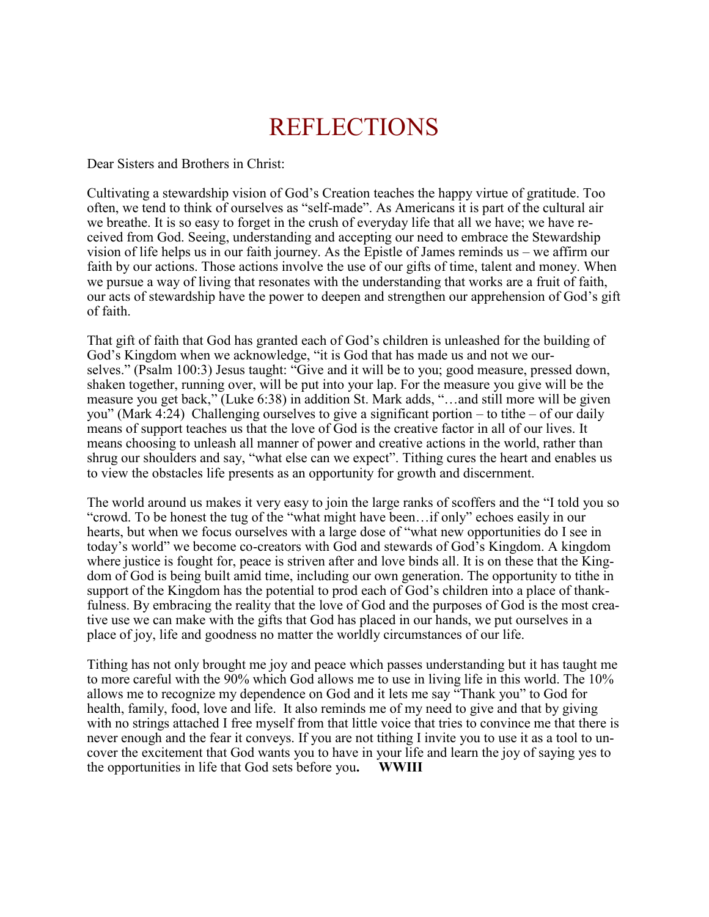# REFLECTIONS

Dear Sisters and Brothers in Christ:

Cultivating a stewardship vision of God's Creation teaches the happy virtue of gratitude. Too often, we tend to think of ourselves as "self-made". As Americans it is part of the cultural air we breathe. It is so easy to forget in the crush of everyday life that all we have; we have received from God. Seeing, understanding and accepting our need to embrace the Stewardship vision of life helps us in our faith journey. As the Epistle of James reminds us – we affirm our faith by our actions. Those actions involve the use of our gifts of time, talent and money. When we pursue a way of living that resonates with the understanding that works are a fruit of faith, our acts of stewardship have the power to deepen and strengthen our apprehension of God's gift of faith.

That gift of faith that God has granted each of God's children is unleashed for the building of God's Kingdom when we acknowledge, "it is God that has made us and not we ourselves." (Psalm 100:3) Jesus taught: "Give and it will be to you; good measure, pressed down, shaken together, running over, will be put into your lap. For the measure you give will be the measure you get back," (Luke 6:38) in addition St. Mark adds, "…and still more will be given you" (Mark 4:24) Challenging ourselves to give a significant portion – to tithe – of our daily means of support teaches us that the love of God is the creative factor in all of our lives. It means choosing to unleash all manner of power and creative actions in the world, rather than shrug our shoulders and say, "what else can we expect". Tithing cures the heart and enables us to view the obstacles life presents as an opportunity for growth and discernment.

The world around us makes it very easy to join the large ranks of scoffers and the "I told you so "crowd. To be honest the tug of the "what might have been…if only" echoes easily in our hearts, but when we focus ourselves with a large dose of "what new opportunities do I see in today's world" we become co-creators with God and stewards of God's Kingdom. A kingdom where justice is fought for, peace is striven after and love binds all. It is on these that the Kingdom of God is being built amid time, including our own generation. The opportunity to tithe in support of the Kingdom has the potential to prod each of God's children into a place of thankfulness. By embracing the reality that the love of God and the purposes of God is the most creative use we can make with the gifts that God has placed in our hands, we put ourselves in a place of joy, life and goodness no matter the worldly circumstances of our life.

Tithing has not only brought me joy and peace which passes understanding but it has taught me to more careful with the 90% which God allows me to use in living life in this world. The 10% allows me to recognize my dependence on God and it lets me say "Thank you" to God for health, family, food, love and life. It also reminds me of my need to give and that by giving with no strings attached I free myself from that little voice that tries to convince me that there is never enough and the fear it conveys. If you are not tithing I invite you to use it as a tool to uncover the excitement that God wants you to have in your life and learn the joy of saying yes to the opportunities in life that God sets before you**.** **WWIII**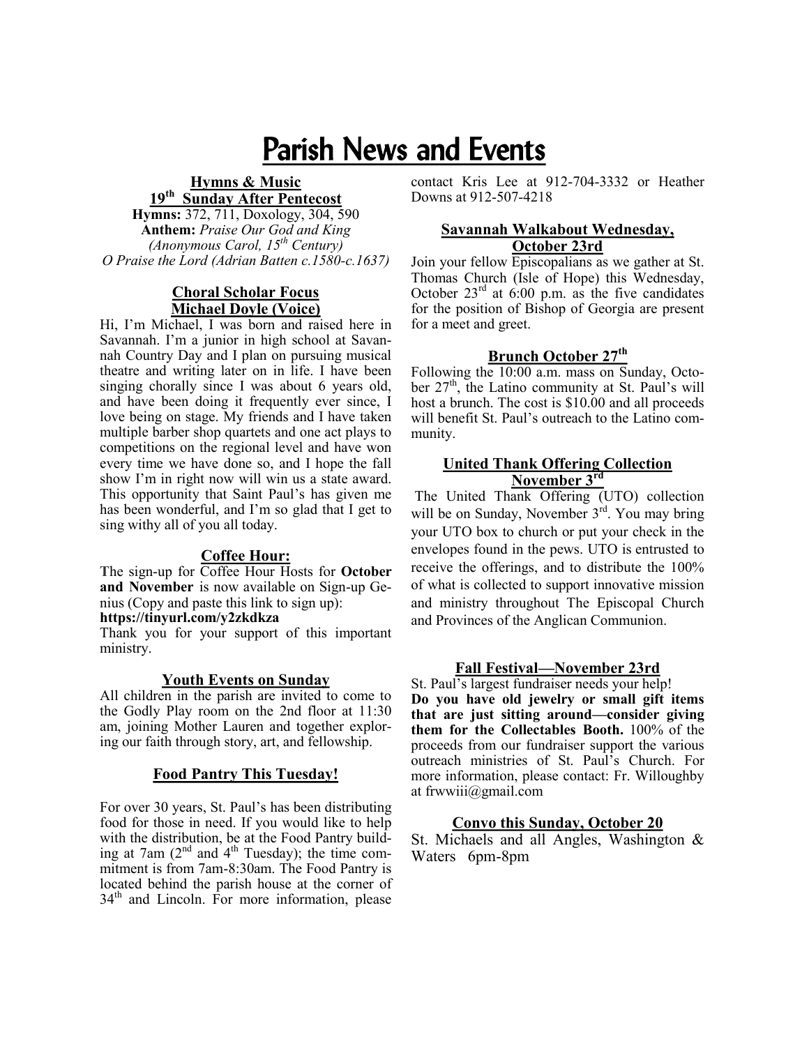# Parish News and Events

## Hymns & Music

**19th Sunday After Pentecost**

**Hymns:** 372, 711, Doxology, 304, 590

**Anthem:** *Praise Our God and King (Anonymous Carol, 15th Century)*

*O Praise the Lord (Adrian Batten c.1580-c.1637)*

## Choral Scholar Focus

**Michael Doyle (Voice)**

Hi, I'm Michael, I was born and raised here in Savannah. I'm a junior in high school at Savannah Country Day and I plan on pursuing musical theatre and writing later on in life. I have been singing chorally since I was about 6 years old, and have been doing it frequently ever since, I love being on stage. My friends and I have taken multiple barber shop quartets and one act plays to competitions on the regional level and have won every time we have done so, and I hope the fall show I'm in right now will win us a state award. This opportunity that Saint Paul's has given me has been wonderful, and I'm so glad that I get to sing withy all of you all today.

## Coffee Hour:

The sign-up for Coffee Hour Hosts for **October and November** is now available on Sign-up Genius (Copy and paste this link to sign up):
**https://tinyurl.com/y2zkdkza**
Thank you for your support of this important ministry.

## Youth Events on Sunday

All children in the parish are invited to come to the Godly Play room on the 2nd floor at 11:30 am, joining Mother Lauren and together exploring our faith through story, art, and fellowship.

## Food Pantry This Tuesday!

For over 30 years, St. Paul's has been distributing food for those in need. If you would like to help with the distribution, be at the Food Pantry building at 7am (2nd and 4th Tuesday); the time commitment is from 7am-8:30am. The Food Pantry is located behind the parish house at the corner of 34th and Lincoln. For more information, please contact Kris Lee at 912-704-3332 or Heather Downs at 912-507-4218

## Savannah Walkabout Wednesday, October 23rd

Join your fellow Episcopalians as we gather at St. Thomas Church (Isle of Hope) this Wednesday, October 23rd at 6:00 p.m. as the five candidates for the position of Bishop of Georgia are present for a meet and greet.

## Brunch October 27th

Following the 10:00 a.m. mass on Sunday, October 27th, the Latino community at St. Paul's will host a brunch. The cost is $10.00 and all proceeds will benefit St. Paul's outreach to the Latino community.

## United Thank Offering Collection November 3rd

The United Thank Offering (UTO) collection will be on Sunday, November 3rd. You may bring your UTO box to church or put your check in the envelopes found in the pews. UTO is entrusted to receive the offerings, and to distribute the 100% of what is collected to support innovative mission and ministry throughout The Episcopal Church and Provinces of the Anglican Communion.

## Fall Festival—November 23rd

St. Paul's largest fundraiser needs your help!
**Do you have old jewelry or small gift items that are just sitting around—consider giving them for the Collectables Booth.** 100% of the proceeds from our fundraiser support the various outreach ministries of St. Paul's Church. For more information, please contact: Fr. Willoughby at frwwiii@gmail.com

## Convo this Sunday, October 20

St. Michaels and all Angles, Washington & Waters 6pm-8pm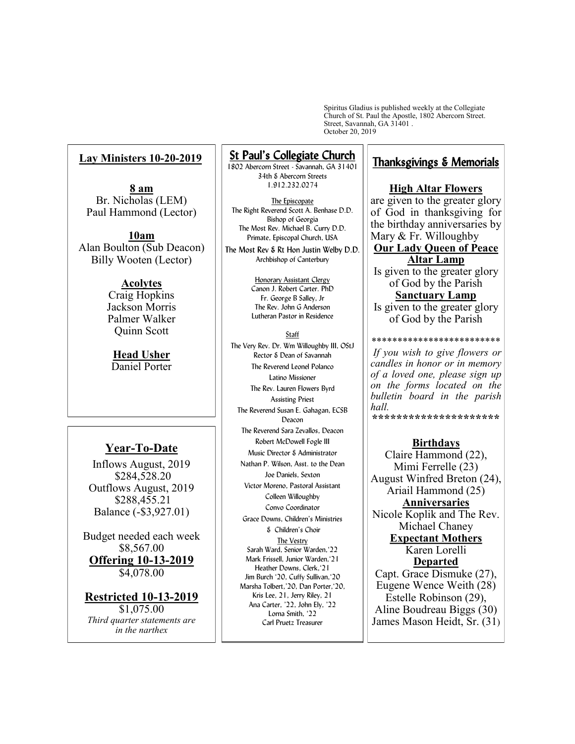Spiritus Gladius is published weekly at the Collegiate Church of St. Paul the Apostle, 1802 Abercorn Street. Street, Savannah, GA 31401 .
October 20, 2019

## Lay Ministers 10-20-2019

**8 am**
Br. Nicholas (LEM)
Paul Hammond (Lector)

**10am**
Alan Boulton (Sub Deacon)
Billy Wooten (Lector)

**Acolytes**
Craig Hopkins
Jackson Morris
Palmer Walker
Quinn Scott

**Head Usher**
Daniel Porter

## Year-To-Date

Inflows August, 2019
$284,528.20
Outflows August, 2019
$288,455.21
Balance (-$3,927.01)

Budget needed each week
$8,567.00

**Offering 10-13-2019**
$4,078.00

**Restricted 10-13-2019**
$1,075.00

*Third quarter statements are in the narthex*

## St Paul's Collegiate Church

1802 Abercorn Street - Savannah, GA 31401
34th & Abercorn Streets
1.912.232.0274

The Episcopate
The Right Reverend Scott A. Benhase D.D.
Bishop of Georgia
The Most Rev. Michael B. Curry D.D.
Primate, Episcopal Church, USA
The Most Rev & Rt Hon Justin Welby D.D.
Archbishop of Canterbury

Honorary Assistant Clergy
Canon J. Robert Carter. PhD
Fr. George B Salley, Jr
The Rev. John G Anderson
Lutheran Pastor in Residence

Staff
The Very Rev. Dr. Wm Willoughby III, OStJ
Rector & Dean of Savannah
The Reverend Leonel Polanco
Latino Missioner
The Rev. Lauren Flowers Byrd
Assisting Priest
The Reverend Susan E. Gahagan, ECSB
Deacon
The Reverend Sara Zevallos, Deacon
Robert McDowell Fogle III
Music Director & Administrator
Nathan P. Wilson, Asst. to the Dean
Joe Daniels, Sexton
Victor Moreno, Pastoral Assistant
Colleen Willoughby
Convo Coordinator
Grace Downs, Children's Ministries
& Children's Choir

The Vestry
Sarah Ward, Senior Warden,'22
Mark Frissell, Junior Warden,'21
Heather Downs, Clerk,'21
Jim Burch '20, Cuffy Sullivan,'20
Marsha Tolbert,'20, Dan Porter,'20,
Kris Lee, 21, Jerry Riley, 21
Ana Carter, '22, John Ely, '22
Lorna Smith, '22
Carl Pruetz Treasurer

## Thanksgivings & Memorials

**High Altar Flowers**
are given to the greater glory of God in thanksgiving for the birthday anniversaries by Mary & Fr. Willoughby

**Our Lady Queen of Peace Altar Lamp**
Is given to the greater glory of God by the Parish

**Sanctuary Lamp**
Is given to the greater glory of God by the Parish

************************

*If you wish to give flowers or candles in honor or in memory of a loved one, please sign up on the forms located on the bulletin board in the parish hall.*

*********************

**Birthdays**
Claire Hammond (22),
Mimi Ferrelle (23)
August Winfred Breton (24),
Ariail Hammond (25)

**Anniversaries**
Nicole Koplik and The Rev. Michael Chaney

**Expectant Mothers**
Karen Lorelli

**Departed**
Capt. Grace Dismuke (27),
Eugene Wence Weith (28)
Estelle Robinson (29),
Aline Boudreau Biggs (30)
James Mason Heidt, Sr. (31)